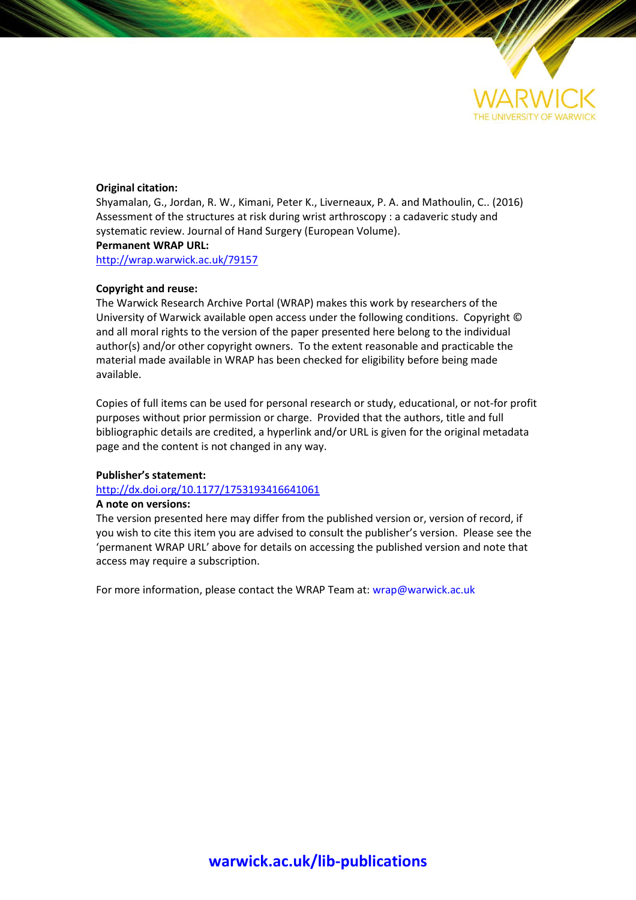WARWICK
THE UNIVERSITY OF WARWICK

**Original citation:**
Shyamalan, G., Jordan, R. W., Kimani, Peter K., Liverneaux, P. A. and Mathoulin, C.. (2016) Assessment of the structures at risk during wrist arthroscopy : a cadaveric study and systematic review. Journal of Hand Surgery (European Volume).

**Permanent WRAP URL:**
http://wrap.warwick.ac.uk/79157

**Copyright and reuse:**
The Warwick Research Archive Portal (WRAP) makes this work by researchers of the University of Warwick available open access under the following conditions. Copyright © and all moral rights to the version of the paper presented here belong to the individual author(s) and/or other copyright owners. To the extent reasonable and practicable the material made available in WRAP has been checked for eligibility before being made available.

Copies of full items can be used for personal research or study, educational, or not-for profit purposes without prior permission or charge. Provided that the authors, title and full bibliographic details are credited, a hyperlink and/or URL is given for the original metadata page and the content is not changed in any way.

**Publisher's statement:**
http://dx.doi.org/10.1177/1753193416641061

**A note on versions:**
The version presented here may differ from the published version or, version of record, if you wish to cite this item you are advised to consult the publisher's version. Please see the 'permanent WRAP URL' above for details on accessing the published version and note that access may require a subscription.

For more information, please contact the WRAP Team at: wrap@warwick.ac.uk

**warwick.ac.uk/lib-publications**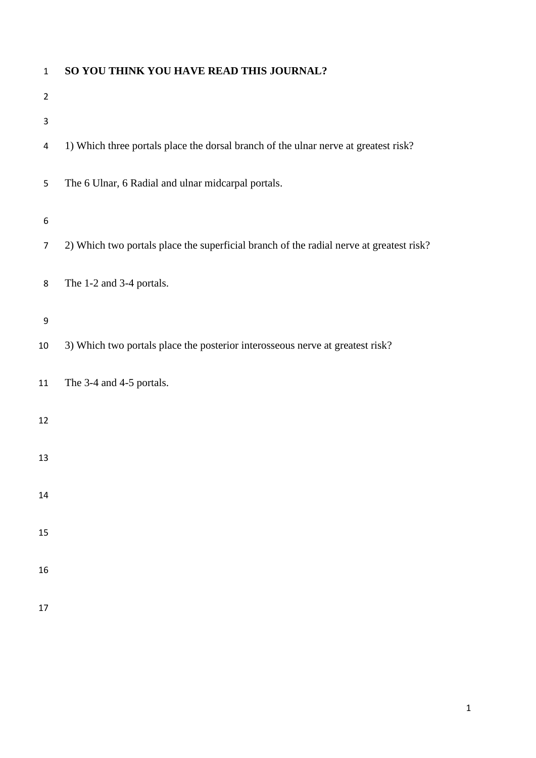**SO YOU THINK YOU HAVE READ THIS JOURNAL?**

1) Which three portals place the dorsal branch of the ulnar nerve at greatest risk?

The 6 Ulnar, 6 Radial and ulnar midcarpal portals.

2) Which two portals place the superficial branch of the radial nerve at greatest risk?

The 1-2 and 3-4 portals.

3) Which two portals place the posterior interosseous nerve at greatest risk?

The 3-4 and 4-5 portals.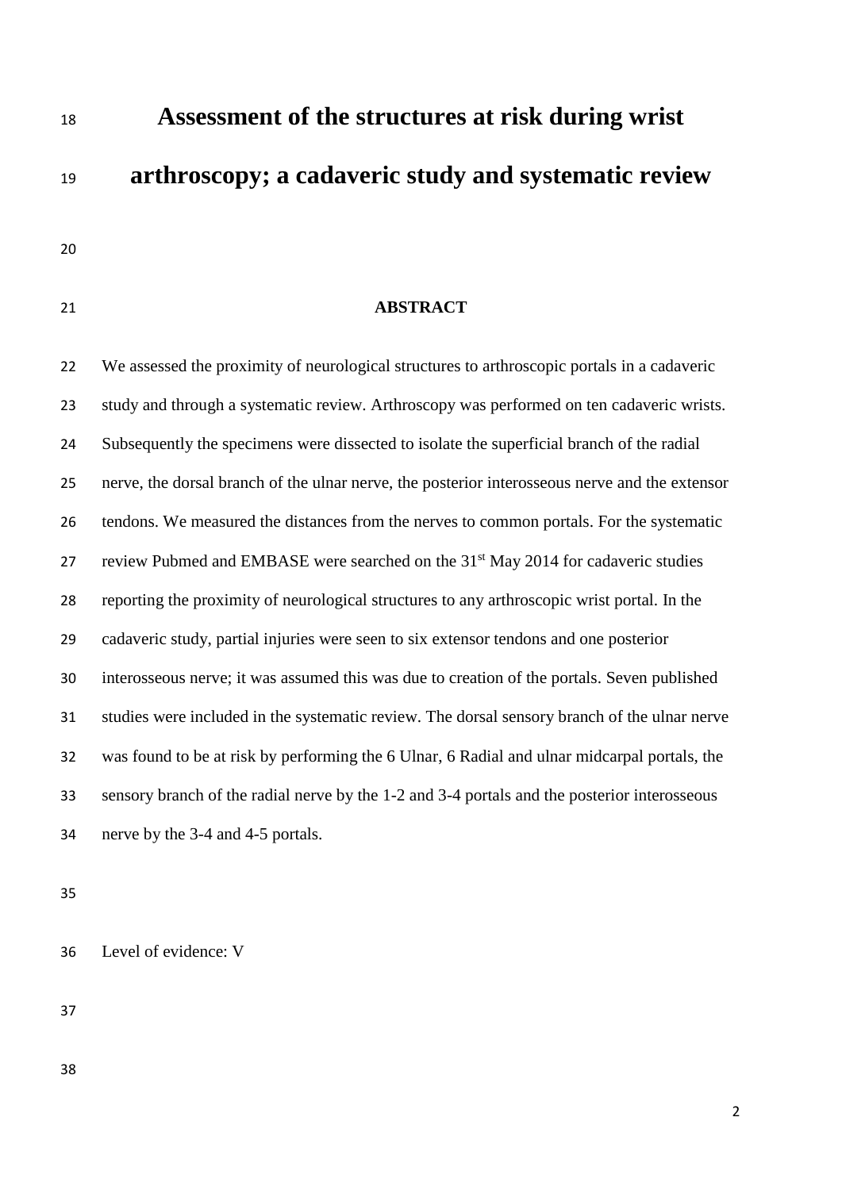# Assessment of the structures at risk during wrist arthroscopy; a cadaveric study and systematic review

## ABSTRACT

We assessed the proximity of neurological structures to arthroscopic portals in a cadaveric study and through a systematic review. Arthroscopy was performed on ten cadaveric wrists. Subsequently the specimens were dissected to isolate the superficial branch of the radial nerve, the dorsal branch of the ulnar nerve, the posterior interosseous nerve and the extensor tendons. We measured the distances from the nerves to common portals. For the systematic review Pubmed and EMBASE were searched on the 31st May 2014 for cadaveric studies reporting the proximity of neurological structures to any arthroscopic wrist portal. In the cadaveric study, partial injuries were seen to six extensor tendons and one posterior interosseous nerve; it was assumed this was due to creation of the portals. Seven published studies were included in the systematic review. The dorsal sensory branch of the ulnar nerve was found to be at risk by performing the 6 Ulnar, 6 Radial and ulnar midcarpal portals, the sensory branch of the radial nerve by the 1-2 and 3-4 portals and the posterior interosseous nerve by the 3-4 and 4-5 portals.

Level of evidence: V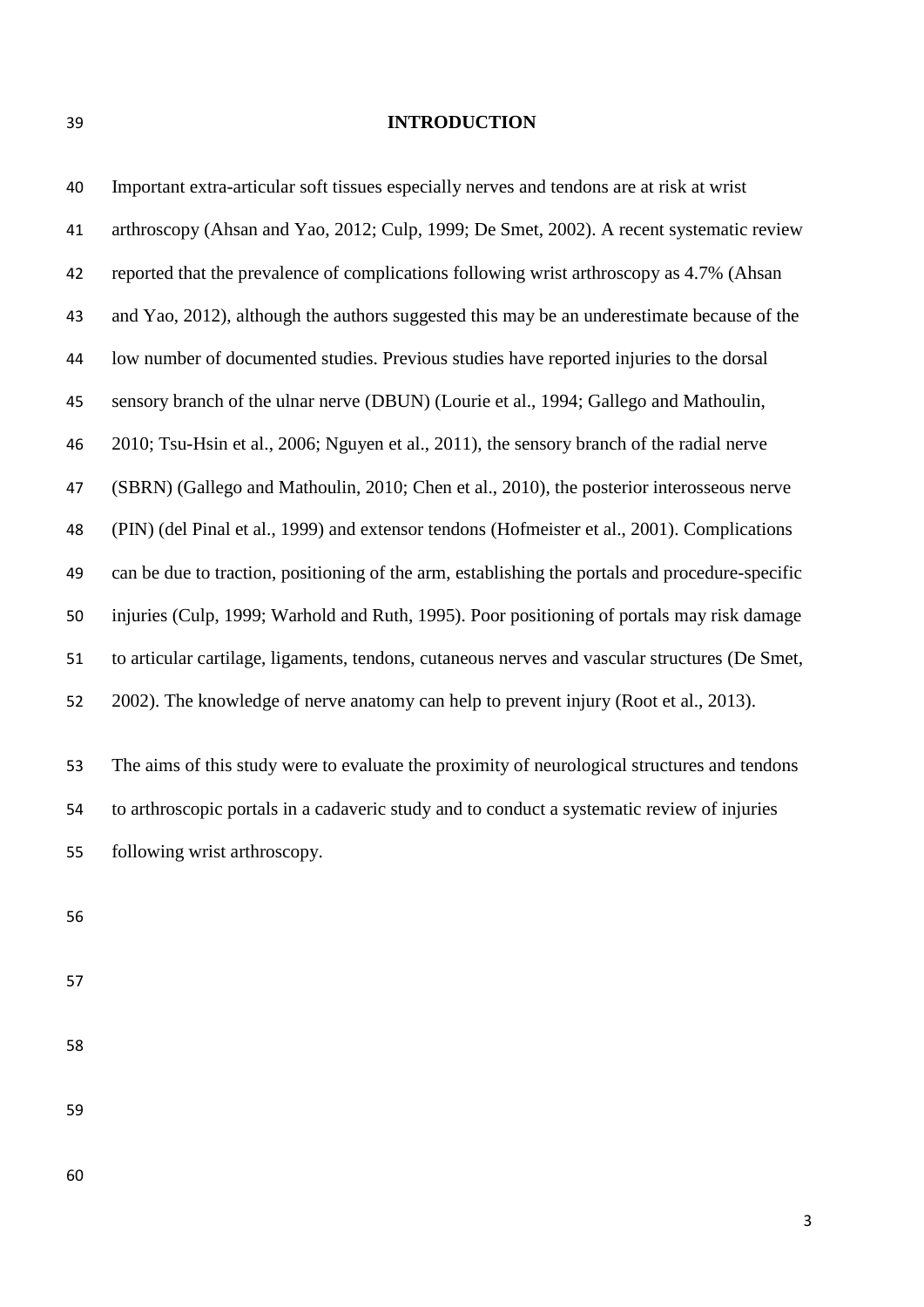## INTRODUCTION

Important extra-articular soft tissues especially nerves and tendons are at risk at wrist arthroscopy (Ahsan and Yao, 2012; Culp, 1999; De Smet, 2002). A recent systematic review reported that the prevalence of complications following wrist arthroscopy as 4.7% (Ahsan and Yao, 2012), although the authors suggested this may be an underestimate because of the low number of documented studies. Previous studies have reported injuries to the dorsal sensory branch of the ulnar nerve (DBUN) (Lourie et al., 1994; Gallego and Mathoulin, 2010; Tsu-Hsin et al., 2006; Nguyen et al., 2011), the sensory branch of the radial nerve (SBRN) (Gallego and Mathoulin, 2010; Chen et al., 2010), the posterior interosseous nerve (PIN) (del Pinal et al., 1999) and extensor tendons (Hofmeister et al., 2001). Complications can be due to traction, positioning of the arm, establishing the portals and procedure-specific injuries (Culp, 1999; Warhold and Ruth, 1995). Poor positioning of portals may risk damage to articular cartilage, ligaments, tendons, cutaneous nerves and vascular structures (De Smet, 2002). The knowledge of nerve anatomy can help to prevent injury (Root et al., 2013).

The aims of this study were to evaluate the proximity of neurological structures and tendons to arthroscopic portals in a cadaveric study and to conduct a systematic review of injuries following wrist arthroscopy.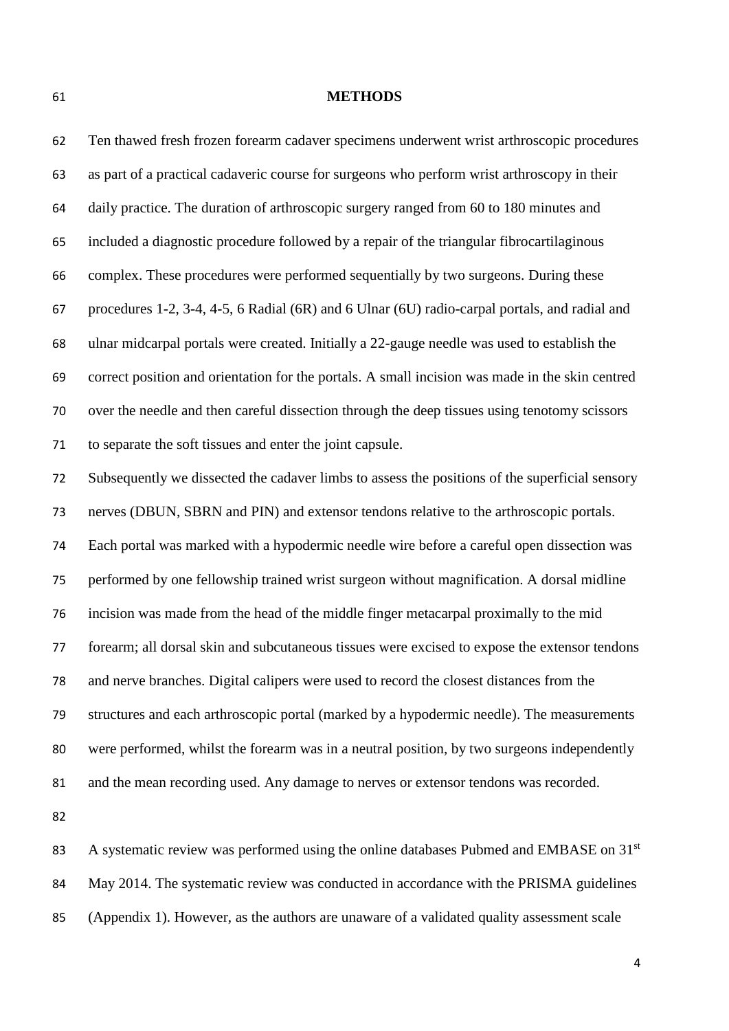## METHODS

Ten thawed fresh frozen forearm cadaver specimens underwent wrist arthroscopic procedures as part of a practical cadaveric course for surgeons who perform wrist arthroscopy in their daily practice. The duration of arthroscopic surgery ranged from 60 to 180 minutes and included a diagnostic procedure followed by a repair of the triangular fibrocartilaginous complex. These procedures were performed sequentially by two surgeons. During these procedures 1-2, 3-4, 4-5, 6 Radial (6R) and 6 Ulnar (6U) radio-carpal portals, and radial and ulnar midcarpal portals were created. Initially a 22-gauge needle was used to establish the correct position and orientation for the portals. A small incision was made in the skin centred over the needle and then careful dissection through the deep tissues using tenotomy scissors to separate the soft tissues and enter the joint capsule.

Subsequently we dissected the cadaver limbs to assess the positions of the superficial sensory nerves (DBUN, SBRN and PIN) and extensor tendons relative to the arthroscopic portals. Each portal was marked with a hypodermic needle wire before a careful open dissection was performed by one fellowship trained wrist surgeon without magnification. A dorsal midline incision was made from the head of the middle finger metacarpal proximally to the mid forearm; all dorsal skin and subcutaneous tissues were excised to expose the extensor tendons and nerve branches. Digital calipers were used to record the closest distances from the structures and each arthroscopic portal (marked by a hypodermic needle). The measurements were performed, whilst the forearm was in a neutral position, by two surgeons independently and the mean recording used. Any damage to nerves or extensor tendons was recorded.

A systematic review was performed using the online databases Pubmed and EMBASE on 31st May 2014. The systematic review was conducted in accordance with the PRISMA guidelines (Appendix 1). However, as the authors are unaware of a validated quality assessment scale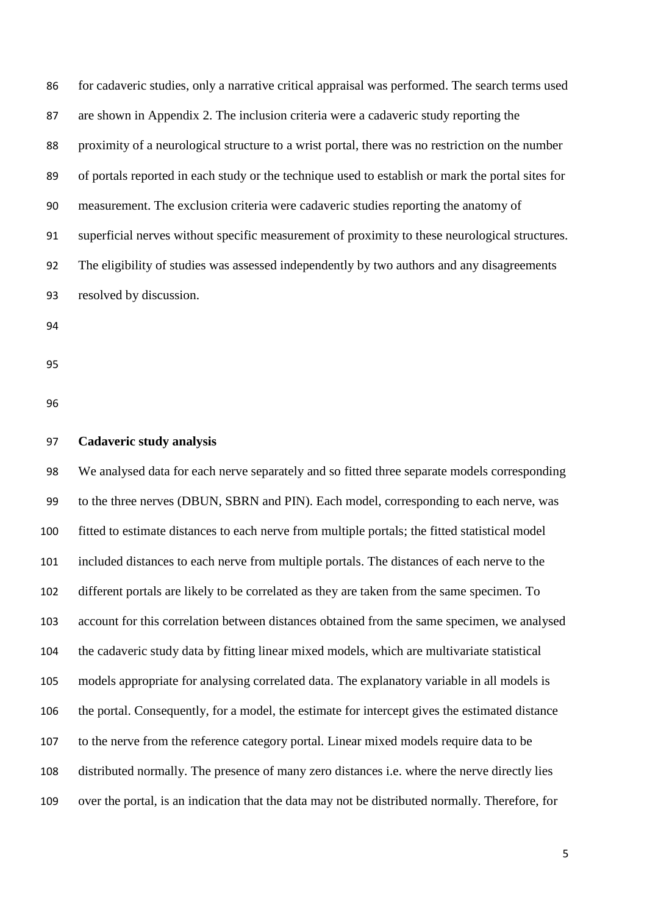for cadaveric studies, only a narrative critical appraisal was performed. The search terms used are shown in Appendix 2. The inclusion criteria were a cadaveric study reporting the proximity of a neurological structure to a wrist portal, there was no restriction on the number of portals reported in each study or the technique used to establish or mark the portal sites for measurement. The exclusion criteria were cadaveric studies reporting the anatomy of superficial nerves without specific measurement of proximity to these neurological structures. The eligibility of studies was assessed independently by two authors and any disagreements resolved by discussion.

**Cadaveric study analysis**

We analysed data for each nerve separately and so fitted three separate models corresponding to the three nerves (DBUN, SBRN and PIN). Each model, corresponding to each nerve, was fitted to estimate distances to each nerve from multiple portals; the fitted statistical model included distances to each nerve from multiple portals. The distances of each nerve to the different portals are likely to be correlated as they are taken from the same specimen. To account for this correlation between distances obtained from the same specimen, we analysed the cadaveric study data by fitting linear mixed models, which are multivariate statistical models appropriate for analysing correlated data. The explanatory variable in all models is the portal. Consequently, for a model, the estimate for intercept gives the estimated distance to the nerve from the reference category portal. Linear mixed models require data to be distributed normally. The presence of many zero distances i.e. where the nerve directly lies over the portal, is an indication that the data may not be distributed normally. Therefore, for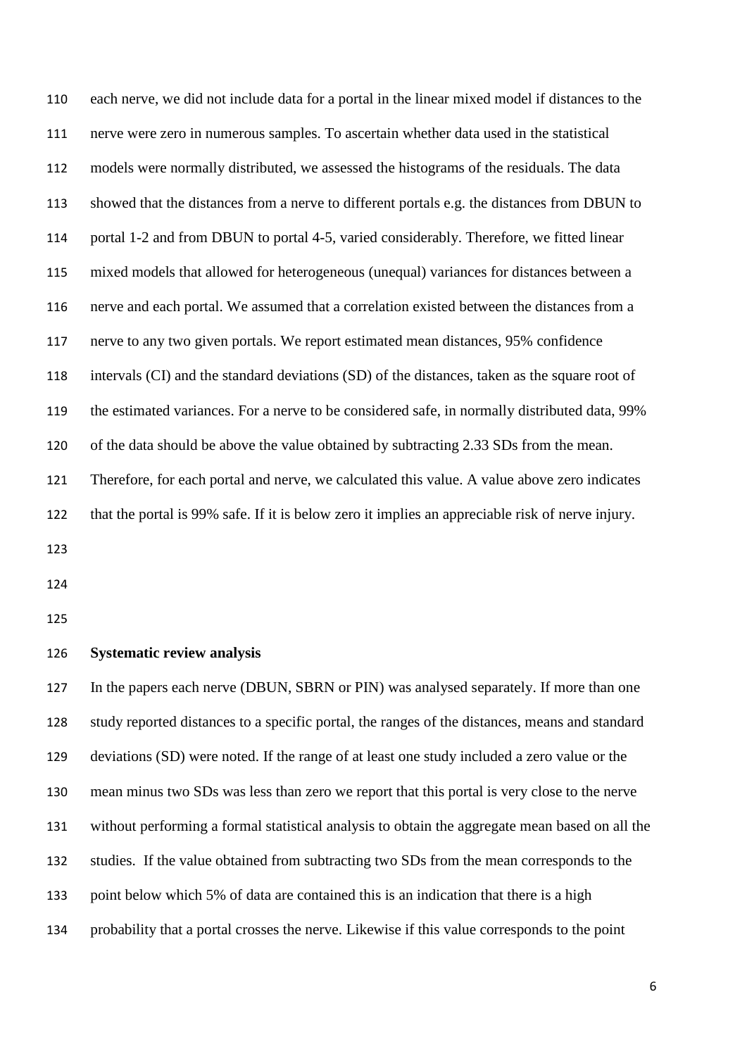each nerve, we did not include data for a portal in the linear mixed model if distances to the nerve were zero in numerous samples. To ascertain whether data used in the statistical models were normally distributed, we assessed the histograms of the residuals. The data showed that the distances from a nerve to different portals e.g. the distances from DBUN to portal 1-2 and from DBUN to portal 4-5, varied considerably. Therefore, we fitted linear mixed models that allowed for heterogeneous (unequal) variances for distances between a nerve and each portal. We assumed that a correlation existed between the distances from a nerve to any two given portals. We report estimated mean distances, 95% confidence intervals (CI) and the standard deviations (SD) of the distances, taken as the square root of the estimated variances. For a nerve to be considered safe, in normally distributed data, 99% of the data should be above the value obtained by subtracting 2.33 SDs from the mean. Therefore, for each portal and nerve, we calculated this value. A value above zero indicates that the portal is 99% safe. If it is below zero it implies an appreciable risk of nerve injury.

**Systematic review analysis**

In the papers each nerve (DBUN, SBRN or PIN) was analysed separately. If more than one study reported distances to a specific portal, the ranges of the distances, means and standard deviations (SD) were noted. If the range of at least one study included a zero value or the mean minus two SDs was less than zero we report that this portal is very close to the nerve without performing a formal statistical analysis to obtain the aggregate mean based on all the studies. If the value obtained from subtracting two SDs from the mean corresponds to the point below which 5% of data are contained this is an indication that there is a high probability that a portal crosses the nerve. Likewise if this value corresponds to the point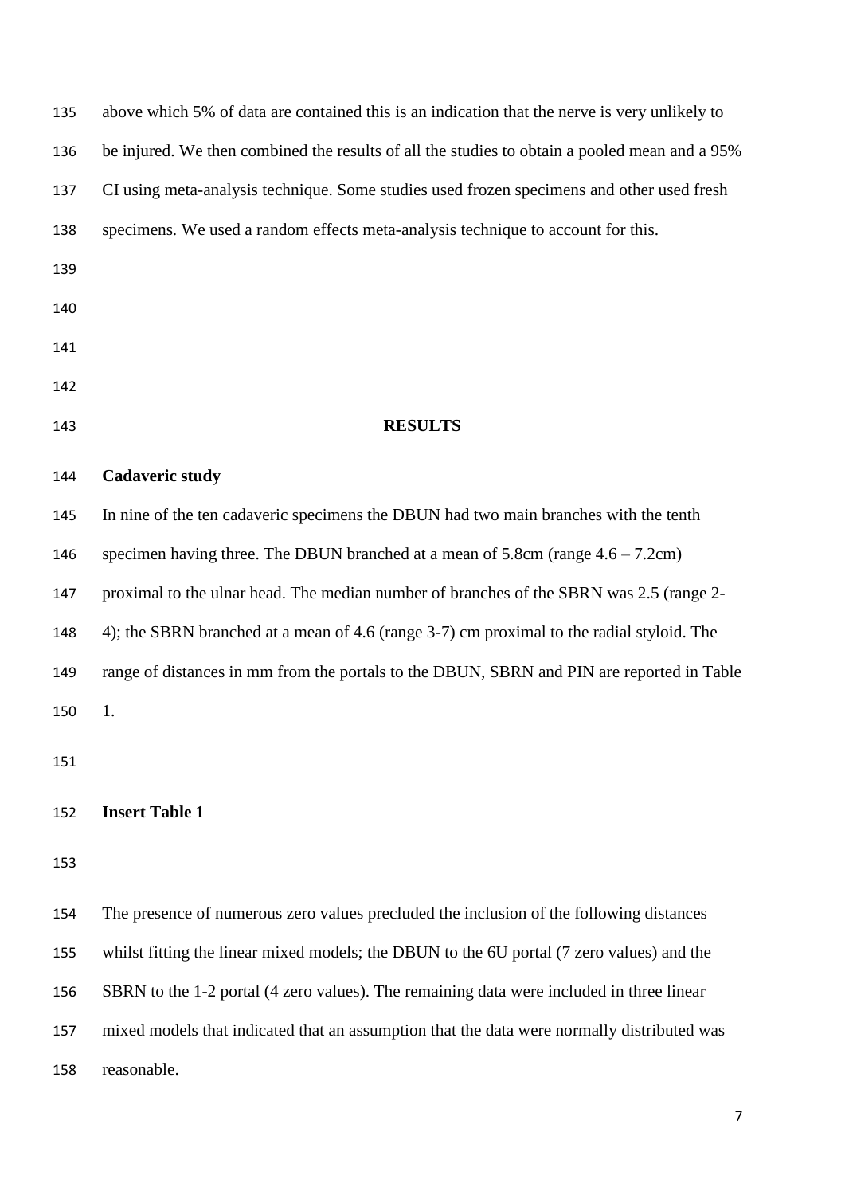above which 5% of data are contained this is an indication that the nerve is very unlikely to be injured. We then combined the results of all the studies to obtain a pooled mean and a 95% CI using meta-analysis technique. Some studies used frozen specimens and other used fresh specimens. We used a random effects meta-analysis technique to account for this.

## RESULTS

### Cadaveric study

In nine of the ten cadaveric specimens the DBUN had two main branches with the tenth specimen having three. The DBUN branched at a mean of 5.8cm (range 4.6 – 7.2cm) proximal to the ulnar head. The median number of branches of the SBRN was 2.5 (range 2-4); the SBRN branched at a mean of 4.6 (range 3-7) cm proximal to the radial styloid. The range of distances in mm from the portals to the DBUN, SBRN and PIN are reported in Table 1.

**Insert Table 1**

The presence of numerous zero values precluded the inclusion of the following distances whilst fitting the linear mixed models; the DBUN to the 6U portal (7 zero values) and the SBRN to the 1-2 portal (4 zero values). The remaining data were included in three linear mixed models that indicated that an assumption that the data were normally distributed was reasonable.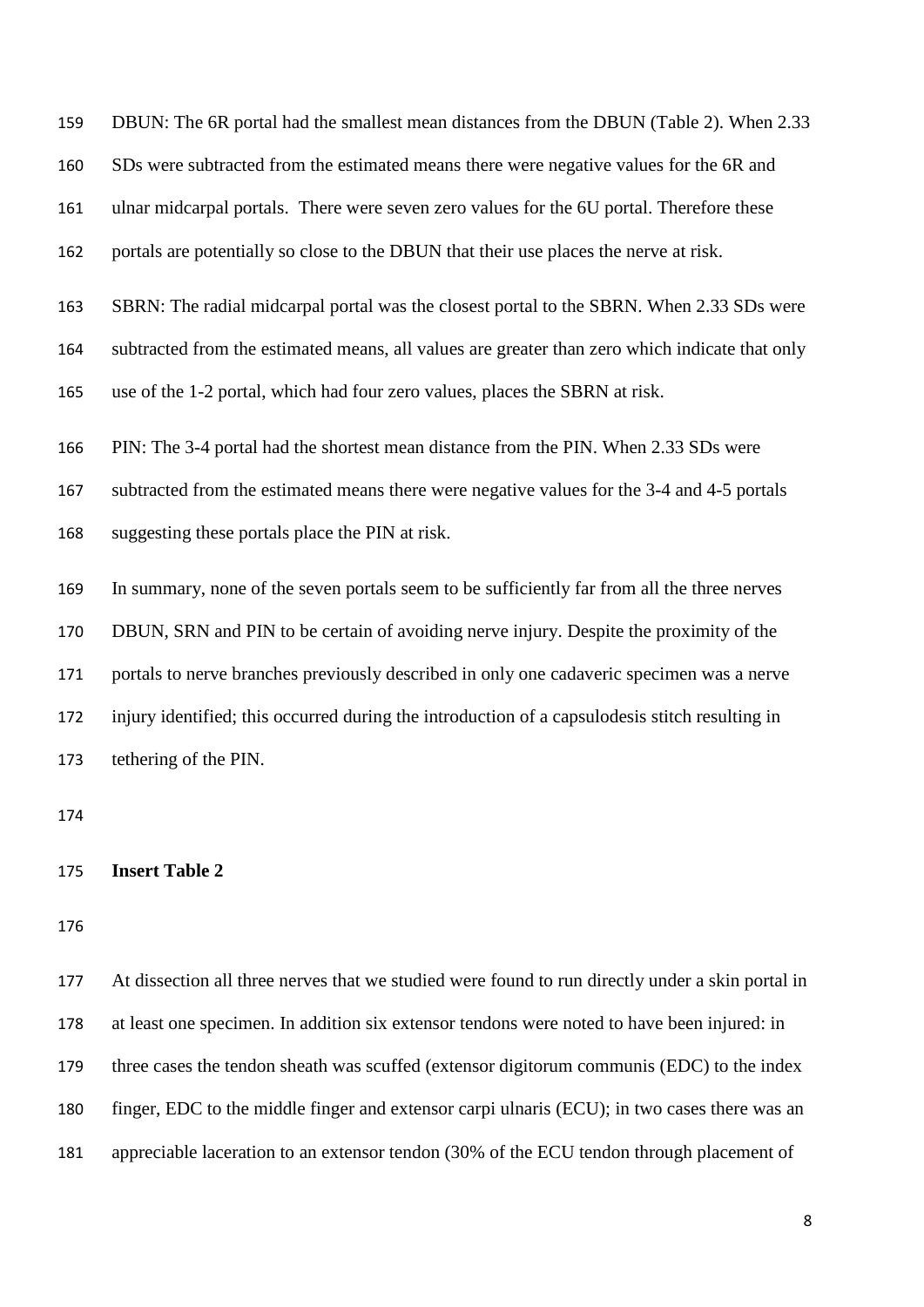DBUN: The 6R portal had the smallest mean distances from the DBUN (Table 2). When 2.33 SDs were subtracted from the estimated means there were negative values for the 6R and ulnar midcarpal portals. There were seven zero values for the 6U portal. Therefore these portals are potentially so close to the DBUN that their use places the nerve at risk.

SBRN: The radial midcarpal portal was the closest portal to the SBRN. When 2.33 SDs were subtracted from the estimated means, all values are greater than zero which indicate that only use of the 1-2 portal, which had four zero values, places the SBRN at risk.

PIN: The 3-4 portal had the shortest mean distance from the PIN. When 2.33 SDs were subtracted from the estimated means there were negative values for the 3-4 and 4-5 portals suggesting these portals place the PIN at risk.

In summary, none of the seven portals seem to be sufficiently far from all the three nerves DBUN, SRN and PIN to be certain of avoiding nerve injury. Despite the proximity of the portals to nerve branches previously described in only one cadaveric specimen was a nerve injury identified; this occurred during the introduction of a capsulodesis stitch resulting in tethering of the PIN.

**Insert Table 2**

At dissection all three nerves that we studied were found to run directly under a skin portal in at least one specimen. In addition six extensor tendons were noted to have been injured: in three cases the tendon sheath was scuffed (extensor digitorum communis (EDC) to the index finger, EDC to the middle finger and extensor carpi ulnaris (ECU); in two cases there was an appreciable laceration to an extensor tendon (30% of the ECU tendon through placement of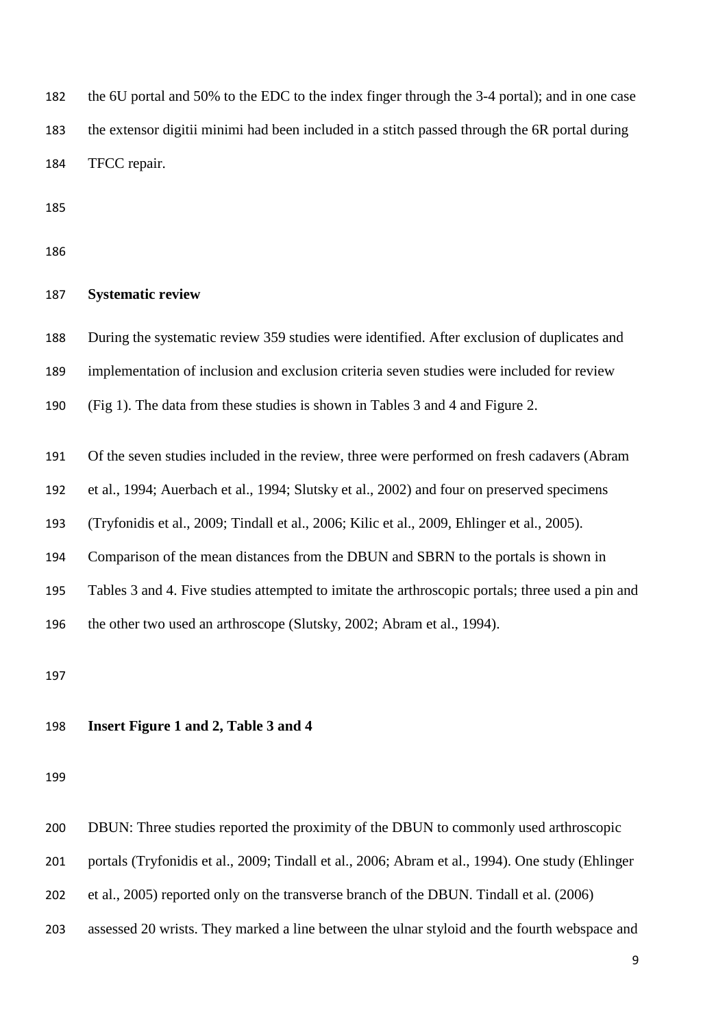the 6U portal and 50% to the EDC to the index finger through the 3-4 portal); and in one case the extensor digitii minimi had been included in a stitch passed through the 6R portal during TFCC repair.

## Systematic review

During the systematic review 359 studies were identified. After exclusion of duplicates and implementation of inclusion and exclusion criteria seven studies were included for review (Fig 1). The data from these studies is shown in Tables 3 and 4 and Figure 2.

Of the seven studies included in the review, three were performed on fresh cadavers (Abram et al., 1994; Auerbach et al., 1994; Slutsky et al., 2002) and four on preserved specimens (Tryfonidis et al., 2009; Tindall et al., 2006; Kilic et al., 2009, Ehlinger et al., 2005). Comparison of the mean distances from the DBUN and SBRN to the portals is shown in Tables 3 and 4. Five studies attempted to imitate the arthroscopic portals; three used a pin and the other two used an arthroscope (Slutsky, 2002; Abram et al., 1994).

**Insert Figure 1 and 2, Table 3 and 4**

DBUN: Three studies reported the proximity of the DBUN to commonly used arthroscopic portals (Tryfonidis et al., 2009; Tindall et al., 2006; Abram et al., 1994). One study (Ehlinger et al., 2005) reported only on the transverse branch of the DBUN. Tindall et al. (2006) assessed 20 wrists. They marked a line between the ulnar styloid and the fourth webspace and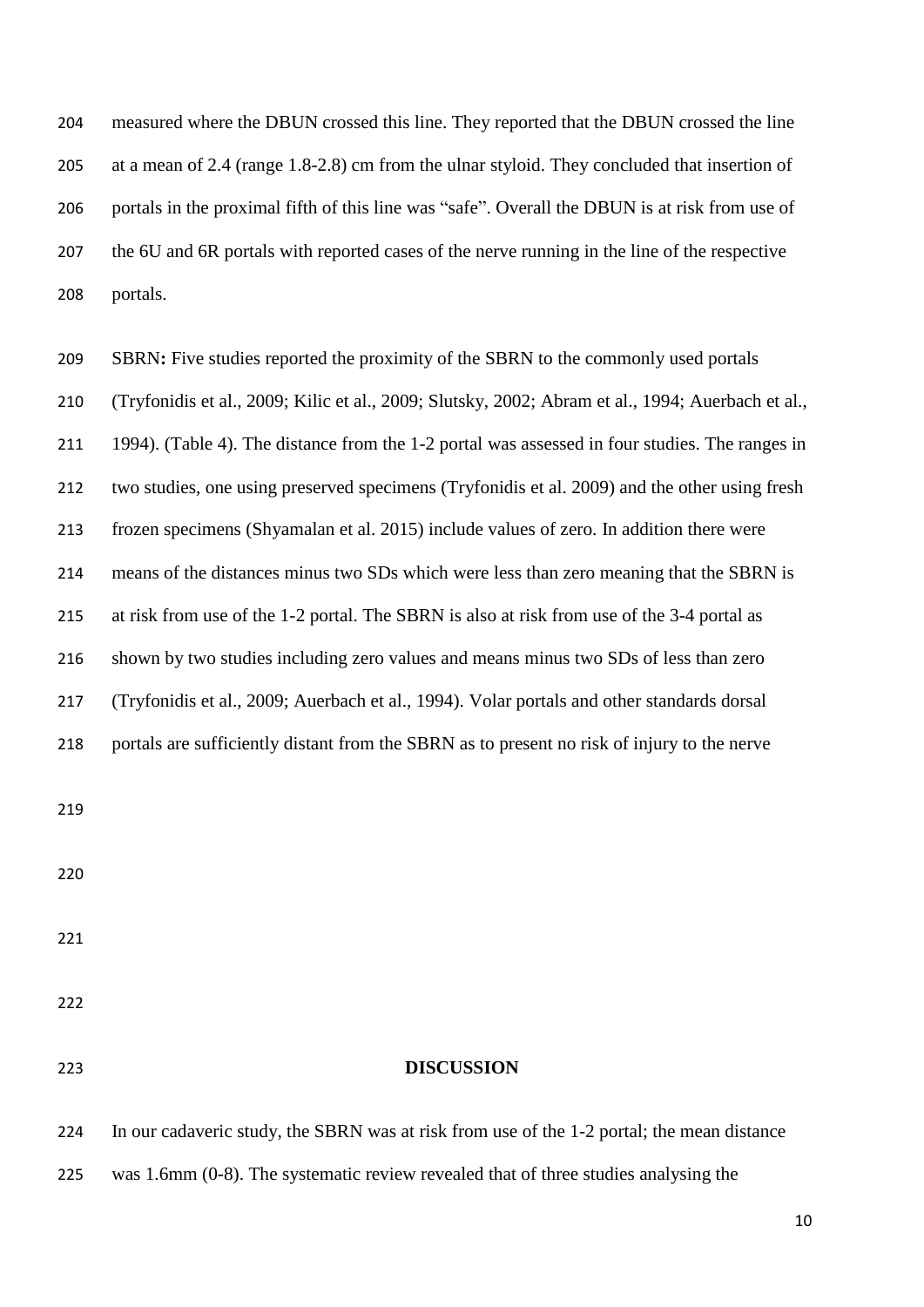measured where the DBUN crossed this line. They reported that the DBUN crossed the line at a mean of 2.4 (range 1.8-2.8) cm from the ulnar styloid. They concluded that insertion of portals in the proximal fifth of this line was "safe". Overall the DBUN is at risk from use of the 6U and 6R portals with reported cases of the nerve running in the line of the respective portals.

SBRN**:** Five studies reported the proximity of the SBRN to the commonly used portals (Tryfonidis et al., 2009; Kilic et al., 2009; Slutsky, 2002; Abram et al., 1994; Auerbach et al., 1994). (Table 4). The distance from the 1-2 portal was assessed in four studies. The ranges in two studies, one using preserved specimens (Tryfonidis et al. 2009) and the other using fresh frozen specimens (Shyamalan et al. 2015) include values of zero. In addition there were means of the distances minus two SDs which were less than zero meaning that the SBRN is at risk from use of the 1-2 portal. The SBRN is also at risk from use of the 3-4 portal as shown by two studies including zero values and means minus two SDs of less than zero (Tryfonidis et al., 2009; Auerbach et al., 1994). Volar portals and other standards dorsal portals are sufficiently distant from the SBRN as to present no risk of injury to the nerve

## DISCUSSION

In our cadaveric study, the SBRN was at risk from use of the 1-2 portal; the mean distance was 1.6mm (0-8). The systematic review revealed that of three studies analysing the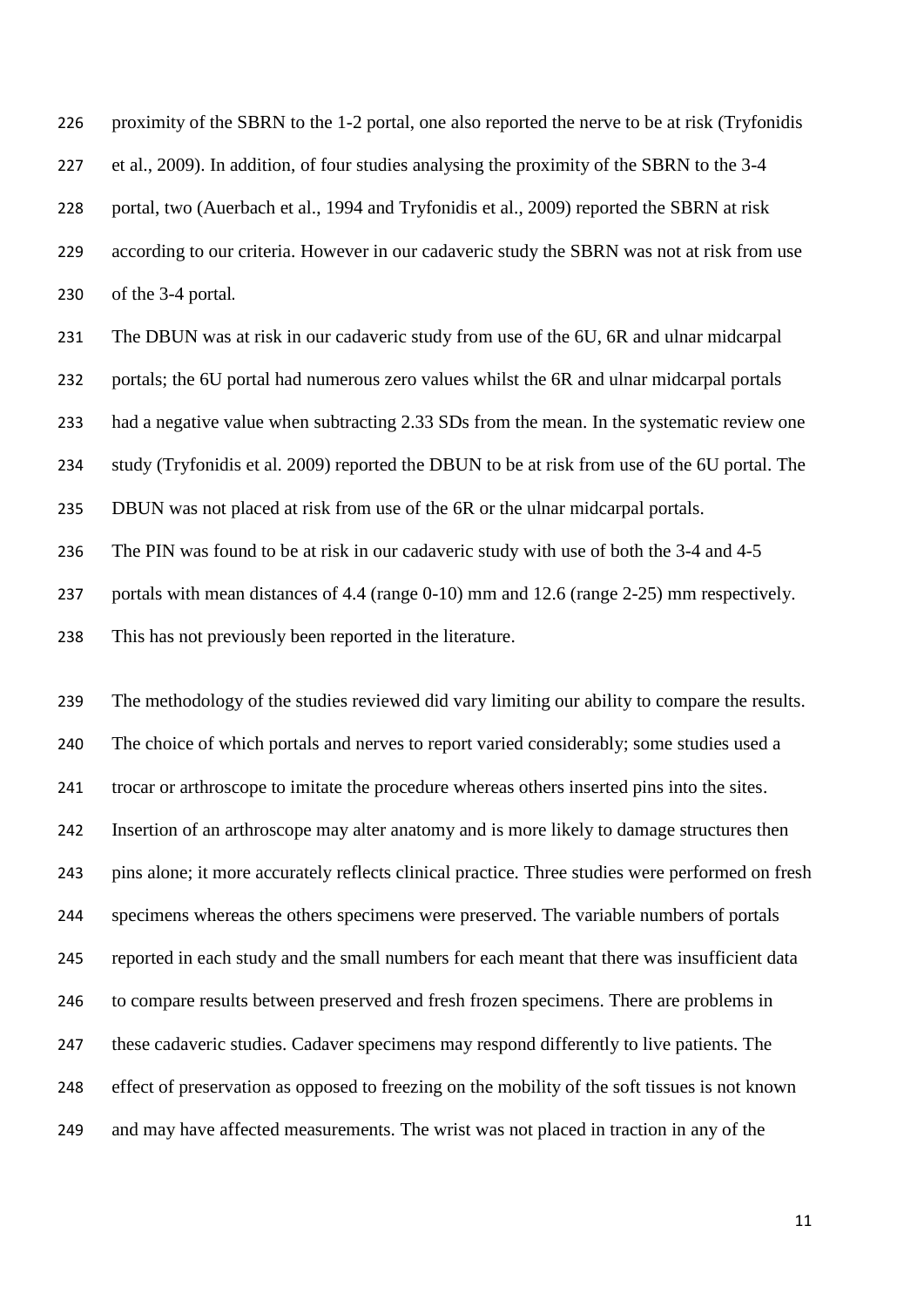proximity of the SBRN to the 1-2 portal, one also reported the nerve to be at risk (Tryfonidis et al., 2009). In addition, of four studies analysing the proximity of the SBRN to the 3-4 portal, two (Auerbach et al., 1994 and Tryfonidis et al., 2009) reported the SBRN at risk according to our criteria. However in our cadaveric study the SBRN was not at risk from use of the 3-4 portal.

The DBUN was at risk in our cadaveric study from use of the 6U, 6R and ulnar midcarpal portals; the 6U portal had numerous zero values whilst the 6R and ulnar midcarpal portals had a negative value when subtracting 2.33 SDs from the mean. In the systematic review one study (Tryfonidis et al. 2009) reported the DBUN to be at risk from use of the 6U portal. The DBUN was not placed at risk from use of the 6R or the ulnar midcarpal portals.

The PIN was found to be at risk in our cadaveric study with use of both the 3-4 and 4-5 portals with mean distances of 4.4 (range 0-10) mm and 12.6 (range 2-25) mm respectively. This has not previously been reported in the literature.

The methodology of the studies reviewed did vary limiting our ability to compare the results. The choice of which portals and nerves to report varied considerably; some studies used a trocar or arthroscope to imitate the procedure whereas others inserted pins into the sites. Insertion of an arthroscope may alter anatomy and is more likely to damage structures then pins alone; it more accurately reflects clinical practice. Three studies were performed on fresh specimens whereas the others specimens were preserved. The variable numbers of portals reported in each study and the small numbers for each meant that there was insufficient data to compare results between preserved and fresh frozen specimens. There are problems in these cadaveric studies. Cadaver specimens may respond differently to live patients. The effect of preservation as opposed to freezing on the mobility of the soft tissues is not known and may have affected measurements. The wrist was not placed in traction in any of the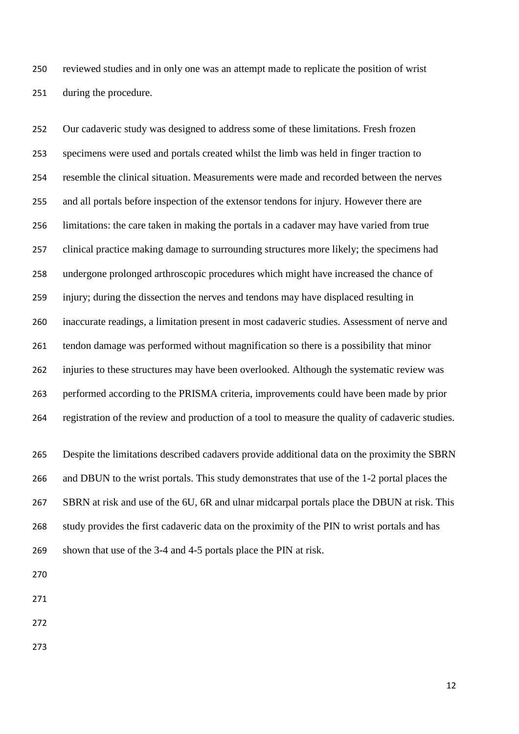reviewed studies and in only one was an attempt made to replicate the position of wrist during the procedure.

Our cadaveric study was designed to address some of these limitations. Fresh frozen specimens were used and portals created whilst the limb was held in finger traction to resemble the clinical situation. Measurements were made and recorded between the nerves and all portals before inspection of the extensor tendons for injury. However there are limitations: the care taken in making the portals in a cadaver may have varied from true clinical practice making damage to surrounding structures more likely; the specimens had undergone prolonged arthroscopic procedures which might have increased the chance of injury; during the dissection the nerves and tendons may have displaced resulting in inaccurate readings, a limitation present in most cadaveric studies. Assessment of nerve and tendon damage was performed without magnification so there is a possibility that minor injuries to these structures may have been overlooked. Although the systematic review was performed according to the PRISMA criteria, improvements could have been made by prior registration of the review and production of a tool to measure the quality of cadaveric studies.

Despite the limitations described cadavers provide additional data on the proximity the SBRN and DBUN to the wrist portals. This study demonstrates that use of the 1-2 portal places the SBRN at risk and use of the 6U, 6R and ulnar midcarpal portals place the DBUN at risk. This study provides the first cadaveric data on the proximity of the PIN to wrist portals and has shown that use of the 3-4 and 4-5 portals place the PIN at risk.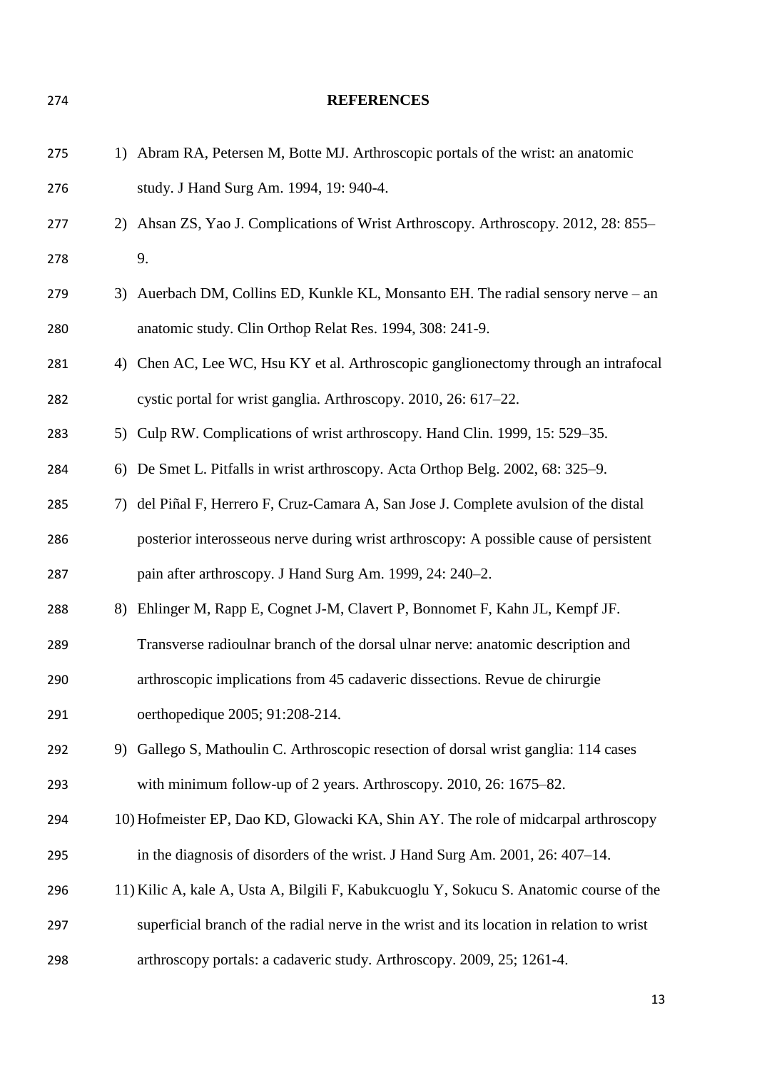**REFERENCES**

1) Abram RA, Petersen M, Botte MJ. Arthroscopic portals of the wrist: an anatomic study. J Hand Surg Am. 1994, 19: 940-4.
2) Ahsan ZS, Yao J. Complications of Wrist Arthroscopy. Arthroscopy. 2012, 28: 855–9.
3) Auerbach DM, Collins ED, Kunkle KL, Monsanto EH. The radial sensory nerve – an anatomic study. Clin Orthop Relat Res. 1994, 308: 241-9.
4) Chen AC, Lee WC, Hsu KY et al. Arthroscopic ganglionectomy through an intrafocal cystic portal for wrist ganglia. Arthroscopy. 2010, 26: 617–22.
5) Culp RW. Complications of wrist arthroscopy. Hand Clin. 1999, 15: 529–35.
6) De Smet L. Pitfalls in wrist arthroscopy. Acta Orthop Belg. 2002, 68: 325–9.
7) del Piñal F, Herrero F, Cruz-Camara A, San Jose J. Complete avulsion of the distal posterior interosseous nerve during wrist arthroscopy: A possible cause of persistent pain after arthroscopy. J Hand Surg Am. 1999, 24: 240–2.
8) Ehlinger M, Rapp E, Cognet J-M, Clavert P, Bonnomet F, Kahn JL, Kempf JF. Transverse radioulnar branch of the dorsal ulnar nerve: anatomic description and arthroscopic implications from 45 cadaveric dissections. Revue de chirurgie oerthopedique 2005; 91:208-214.
9) Gallego S, Mathoulin C. Arthroscopic resection of dorsal wrist ganglia: 114 cases with minimum follow-up of 2 years. Arthroscopy. 2010, 26: 1675–82.
10) Hofmeister EP, Dao KD, Glowacki KA, Shin AY. The role of midcarpal arthroscopy in the diagnosis of disorders of the wrist. J Hand Surg Am. 2001, 26: 407–14.
11) Kilic A, kale A, Usta A, Bilgili F, Kabukcuoglu Y, Sokucu S. Anatomic course of the superficial branch of the radial nerve in the wrist and its location in relation to wrist arthroscopy portals: a cadaveric study. Arthroscopy. 2009, 25; 1261-4.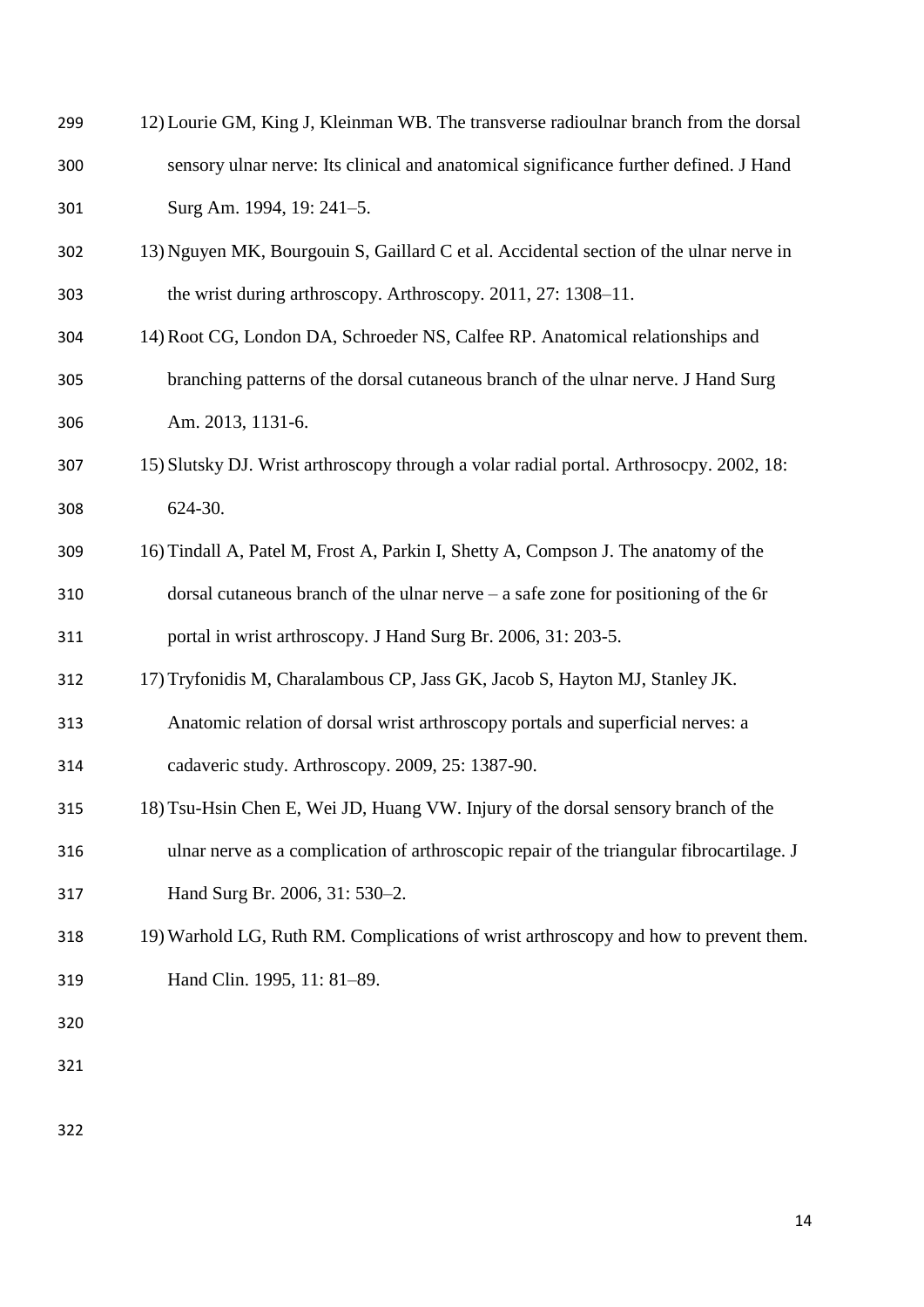12) Lourie GM, King J, Kleinman WB. The transverse radioulnar branch from the dorsal sensory ulnar nerve: Its clinical and anatomical significance further defined. J Hand Surg Am. 1994, 19: 241–5.
13) Nguyen MK, Bourgouin S, Gaillard C et al. Accidental section of the ulnar nerve in the wrist during arthroscopy. Arthroscopy. 2011, 27: 1308–11.
14) Root CG, London DA, Schroeder NS, Calfee RP. Anatomical relationships and branching patterns of the dorsal cutaneous branch of the ulnar nerve. J Hand Surg Am. 2013, 1131-6.
15) Slutsky DJ. Wrist arthroscopy through a volar radial portal. Arthrosocpy. 2002, 18: 624-30.
16) Tindall A, Patel M, Frost A, Parkin I, Shetty A, Compson J. The anatomy of the dorsal cutaneous branch of the ulnar nerve – a safe zone for positioning of the 6r portal in wrist arthroscopy. J Hand Surg Br. 2006, 31: 203-5.
17) Tryfonidis M, Charalambous CP, Jass GK, Jacob S, Hayton MJ, Stanley JK. Anatomic relation of dorsal wrist arthroscopy portals and superficial nerves: a cadaveric study. Arthroscopy. 2009, 25: 1387-90.
18) Tsu-Hsin Chen E, Wei JD, Huang VW. Injury of the dorsal sensory branch of the ulnar nerve as a complication of arthroscopic repair of the triangular fibrocartilage. J Hand Surg Br. 2006, 31: 530–2.
19) Warhold LG, Ruth RM. Complications of wrist arthroscopy and how to prevent them. Hand Clin. 1995, 11: 81–89.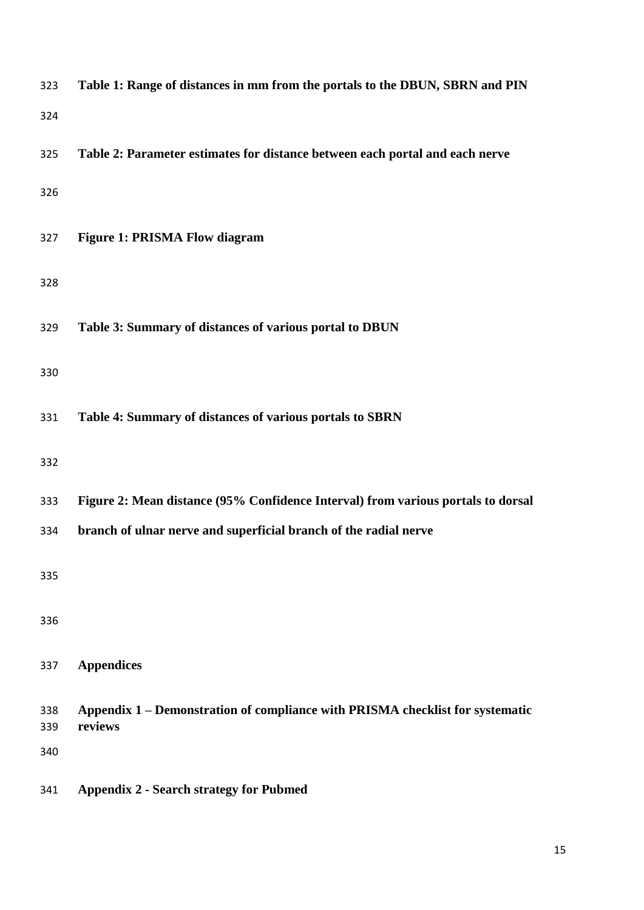**Table 1: Range of distances in mm from the portals to the DBUN, SBRN and PIN**

**Table 2: Parameter estimates for distance between each portal and each nerve**

**Figure 1: PRISMA Flow diagram**

**Table 3: Summary of distances of various portal to DBUN**

**Table 4: Summary of distances of various portals to SBRN**

**Figure 2: Mean distance (95% Confidence Interval) from various portals to dorsal branch of ulnar nerve and superficial branch of the radial nerve**

**Appendices**

**Appendix 1 – Demonstration of compliance with PRISMA checklist for systematic reviews**

**Appendix 2 - Search strategy for Pubmed**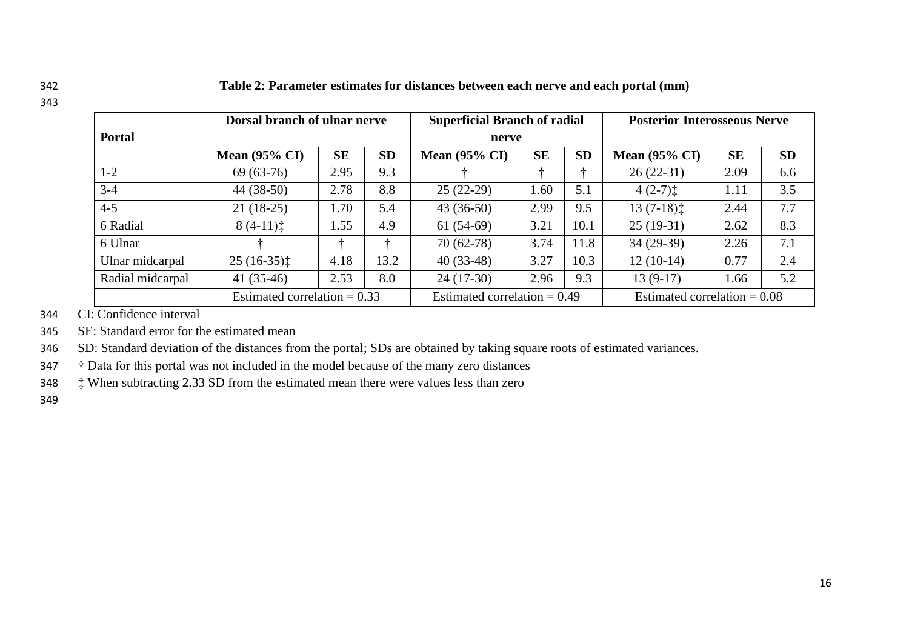**Table 2: Parameter estimates for distances between each nerve and each portal (mm)**

| Portal | Dorsal branch of ulnar nerve | | | Superficial Branch of radial nerve | | | Posterior Interosseous Nerve | | |
|---|---|---|---|---|---|---|---|---|---|
| | Mean (95% CI) | SE | SD | Mean (95% CI) | SE | SD | Mean (95% CI) | SE | SD |
| 1-2 | 69 (63-76) | 2.95 | 9.3 | † | † | † | 26 (22-31) | 2.09 | 6.6 |
| 3-4 | 44 (38-50) | 2.78 | 8.8 | 25 (22-29) | 1.60 | 5.1 | 4 (2-7)‡ | 1.11 | 3.5 |
| 4-5 | 21 (18-25) | 1.70 | 5.4 | 43 (36-50) | 2.99 | 9.5 | 13 (7-18)‡ | 2.44 | 7.7 |
| 6 Radial | 8 (4-11)‡ | 1.55 | 4.9 | 61 (54-69) | 3.21 | 10.1 | 25 (19-31) | 2.62 | 8.3 |
| 6 Ulnar | † | † | † | 70 (62-78) | 3.74 | 11.8 | 34 (29-39) | 2.26 | 7.1 |
| Ulnar midcarpal | 25 (16-35)‡ | 4.18 | 13.2 | 40 (33-48) | 3.27 | 10.3 | 12 (10-14) | 0.77 | 2.4 |
| Radial midcarpal | 41 (35-46) | 2.53 | 8.0 | 24 (17-30) | 2.96 | 9.3 | 13 (9-17) | 1.66 | 5.2 |
| | Estimated correlation = 0.33 | | | Estimated correlation = 0.49 | | | Estimated correlation = 0.08 | | |

CI: Confidence interval

SE: Standard error for the estimated mean

SD: Standard deviation of the distances from the portal; SDs are obtained by taking square roots of estimated variances.

† Data for this portal was not included in the model because of the many zero distances

‡ When subtracting 2.33 SD from the estimated mean there were values less than zero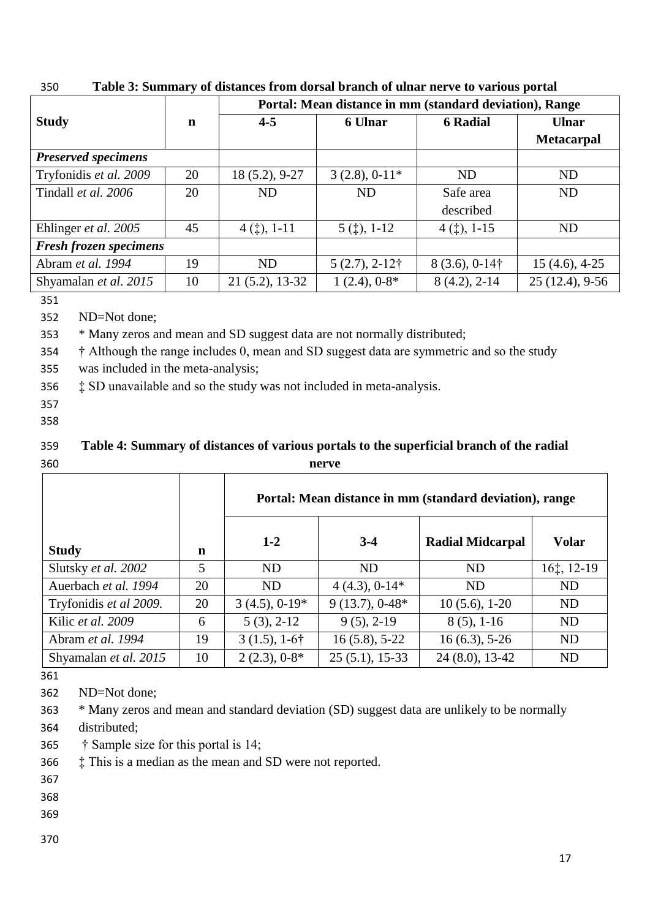**Table 3: Summary of distances from dorsal branch of ulnar nerve to various portal**

| Study | n | Portal: Mean distance in mm (standard deviation), Range | | | |
|---|---|---|---|---|---|
| | | 4-5 | 6 Ulnar | 6 Radial | Ulnar Metacarpal |
| ***Preserved specimens*** | | | | | |
| Tryfonidis *et al. 2009* | 20 | 18 (5.2), 9-27 | 3 (2.8), 0-11* | ND | ND |
| Tindall *et al. 2006* | 20 | ND | ND | Safe area described | ND |
| Ehlinger *et al. 2005* | 45 | 4 (‡), 1-11 | 5 (‡), 1-12 | 4 (‡), 1-15 | ND |
| ***Fresh frozen specimens*** | | | | | |
| Abram *et al. 1994* | 19 | ND | 5 (2.7), 2-12† | 8 (3.6), 0-14† | 15 (4.6), 4-25 |
| Shyamalan *et al. 2015* | 10 | 21 (5.2), 13-32 | 1 (2.4), 0-8* | 8 (4.2), 2-14 | 25 (12.4), 9-56 |

ND=Not done;

* Many zeros and mean and SD suggest data are not normally distributed;

† Although the range includes 0, mean and SD suggest data are symmetric and so the study was included in the meta-analysis;

‡ SD unavailable and so the study was not included in meta-analysis.

**Table 4: Summary of distances of various portals to the superficial branch of the radial nerve**

| Study | n | Portal: Mean distance in mm (standard deviation), range | | | |
|---|---|---|---|---|---|
| | | 1-2 | 3-4 | Radial Midcarpal | Volar |
| Slutsky *et al. 2002* | 5 | ND | ND | ND | 16‡, 12-19 |
| Auerbach *et al. 1994* | 20 | ND | 4 (4.3), 0-14* | ND | ND |
| Tryfonidis *et al 2009.* | 20 | 3 (4.5), 0-19* | 9 (13.7), 0-48* | 10 (5.6), 1-20 | ND |
| Kilic *et al. 2009* | 6 | 5 (3), 2-12 | 9 (5), 2-19 | 8 (5), 1-16 | ND |
| Abram *et al. 1994* | 19 | 3 (1.5), 1-6† | 16 (5.8), 5-22 | 16 (6.3), 5-26 | ND |
| Shyamalan *et al. 2015* | 10 | 2 (2.3), 0-8* | 25 (5.1), 15-33 | 24 (8.0), 13-42 | ND |

ND=Not done;

* Many zeros and mean and standard deviation (SD) suggest data are unlikely to be normally distributed;

† Sample size for this portal is 14;

‡ This is a median as the mean and SD were not reported.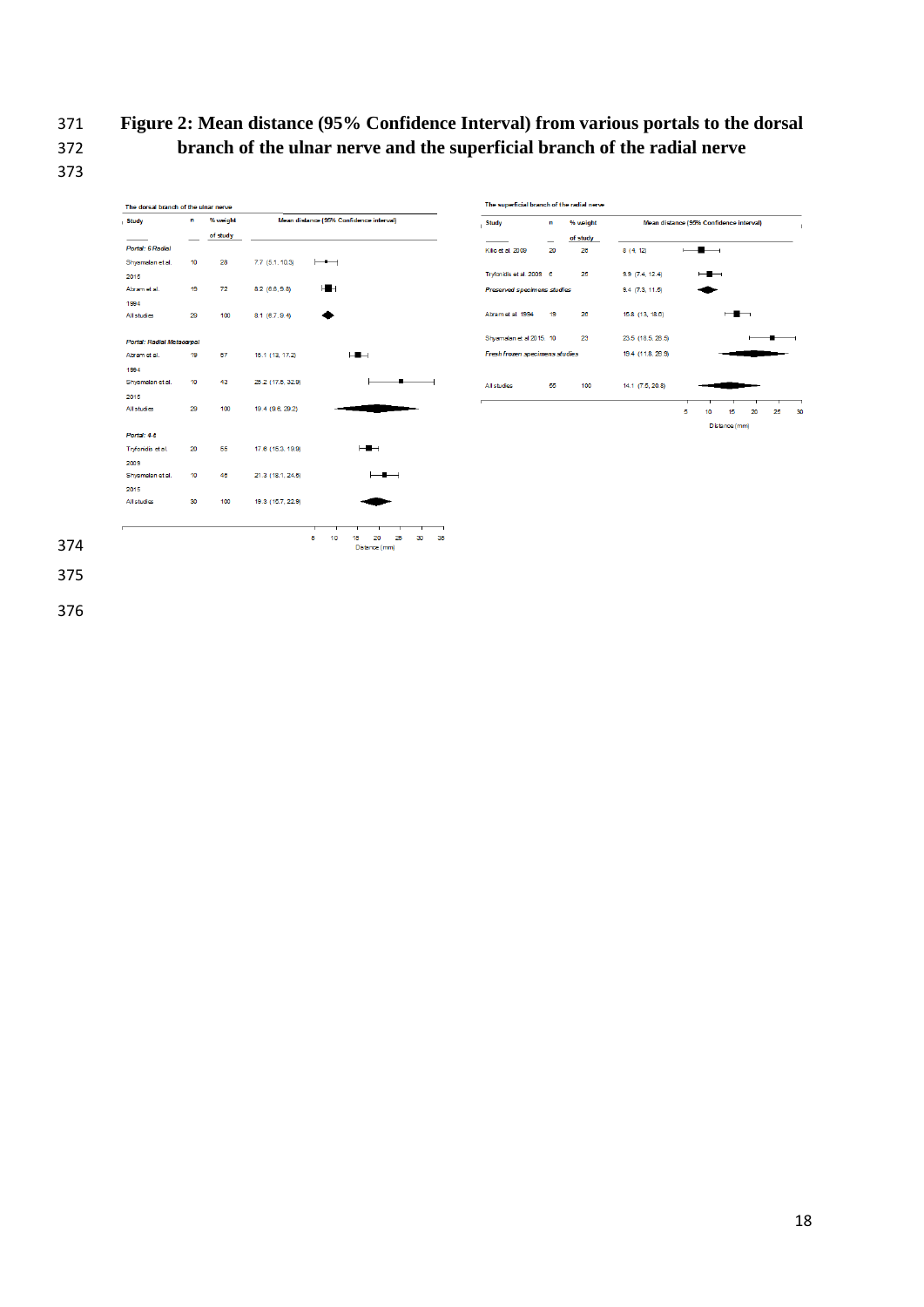**Figure 2: Mean distance (95% Confidence Interval) from various portals to the dorsal branch of the ulnar nerve and the superficial branch of the radial nerve**

The dorsal branch of the ulnar nerve

Study | n | % weight of study | Mean distance (95% Confidence interval)

*Portal: 6 Radial*

Shyamalan et al. 2015 | 10 | 28 | 7.7 (5.1, 10.3)

Abram et al. 1994 | 19 | 72 | 8.2 (6.6, 9.8)

All studies | 29 | 100 | 8.1 (6.7, 9.4)

*Portal: Radial Metacarpal*

Abram et al. 1994 | 19 | 57 | 15.1 (13, 17.2)

Shyamalan et al. 2015 | 10 | 43 | 25.2 (17.6, 32.8)

All studies | 29 | 100 | 19.4 (9.6, 29.2)

*Portal: 4-5*

Tryfonidis et al. 2009 | 20 | 55 | 17.6 (15.3, 19.9)

Shyamalan et al. 2015 | 10 | 45 | 21.3 (18.1, 24.6)

All studies | 30 | 100 | 19.3 (15.7, 22.9)

5 10 15 20 25 30 35

Distance (mm)

The superficial branch of the radial nerve

Study | n | % weight of study | Mean distance (95% Confidence interval)

Kiloi et al. 2009 | 20 | 26 | 8 (4, 12)

Tryfonidis et al. 2009 | 6 | 25 | 9.9 (7.4, 12.4)

*Preserved specimens studies* | 9.4 (7.3, 11.6)

Abram et al. 1994 | 19 | 26 | 15.8 (13, 18.6)

Shyamalan et al 2015 | 10 | 23 | 23.5 (18.5, 28.5)

*Fresh frozen specimens studies* | 19.4 (11.8, 26.9)

All studies | 55 | 100 | 14.1 (7.5, 20.8)

5 10 15 20 25 30

Distance (mm)